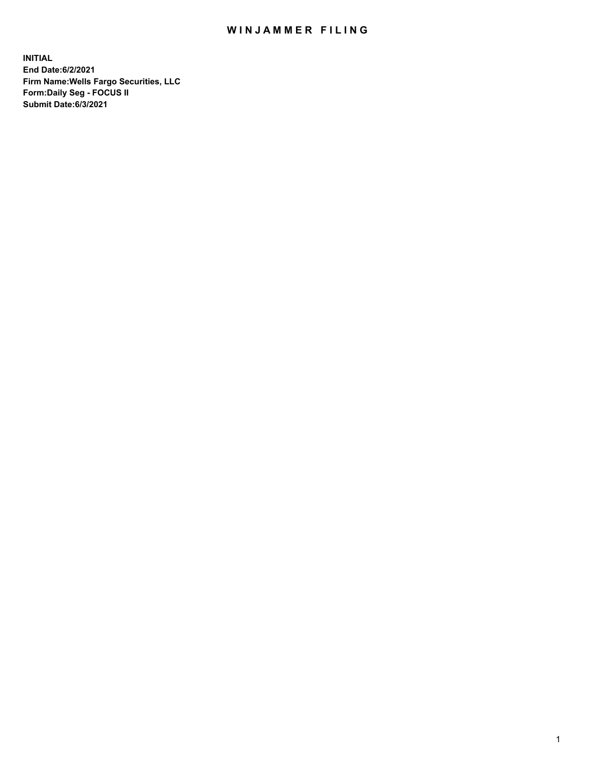# WINJAMMER FILING

**INITIAL**
**End Date:6/2/2021**
**Firm Name:Wells Fargo Securities, LLC**
**Form:Daily Seg - FOCUS II**
**Submit Date:6/3/2021**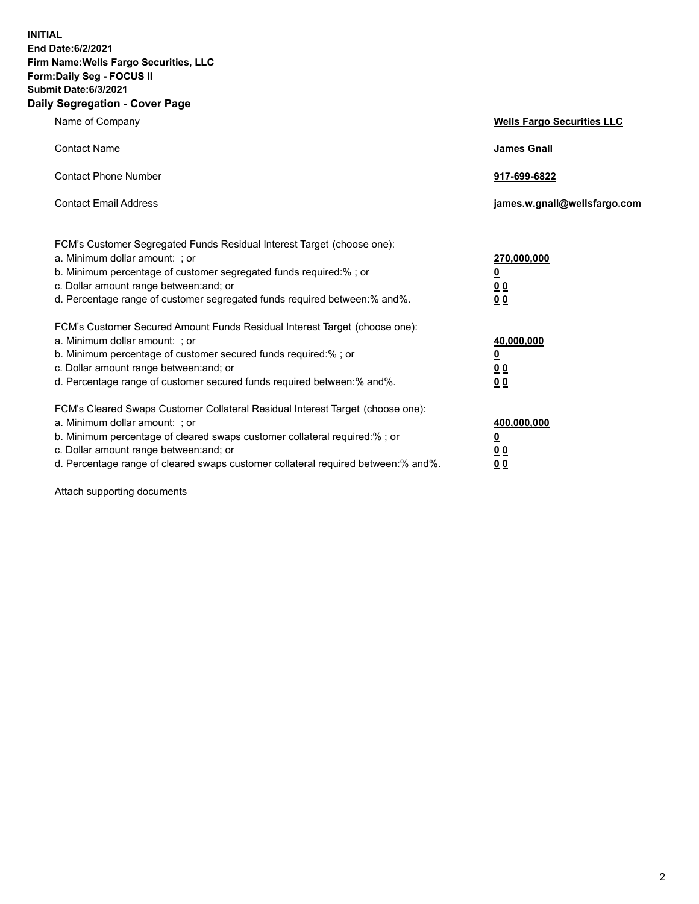**INITIAL**
**End Date:6/2/2021**
**Firm Name:Wells Fargo Securities, LLC**
**Form:Daily Seg - FOCUS II**
**Submit Date:6/3/2021**

## Daily Segregation - Cover Page

| | |
|---|---|
| Name of Company | **Wells Fargo Securities LLC** |
| Contact Name | **James Gnall** |
| Contact Phone Number | **917-699-6822** |
| Contact Email Address | **james.w.gnall@wellsfargo.com** |

| | |
|---|---|
| FCM's Customer Segregated Funds Residual Interest Target (choose one): | |
| a. Minimum dollar amount: ; or | **270,000,000** |
| b. Minimum percentage of customer segregated funds required:% ; or | **0** |
| c. Dollar amount range between:and; or | **0 0** |
| d. Percentage range of customer segregated funds required between:% and%. | **0 0** |
| FCM's Customer Secured Amount Funds Residual Interest Target (choose one): | |
| a. Minimum dollar amount: ; or | **40,000,000** |
| b. Minimum percentage of customer secured funds required:% ; or | **0** |
| c. Dollar amount range between:and; or | **0 0** |
| d. Percentage range of customer secured funds required between:% and%. | **0 0** |
| FCM's Cleared Swaps Customer Collateral Residual Interest Target (choose one): | |
| a. Minimum dollar amount: ; or | **400,000,000** |
| b. Minimum percentage of cleared swaps customer collateral required:% ; or | **0** |
| c. Dollar amount range between:and; or | **0 0** |
| d. Percentage range of cleared swaps customer collateral required between:% and%. | **0 0** |

Attach supporting documents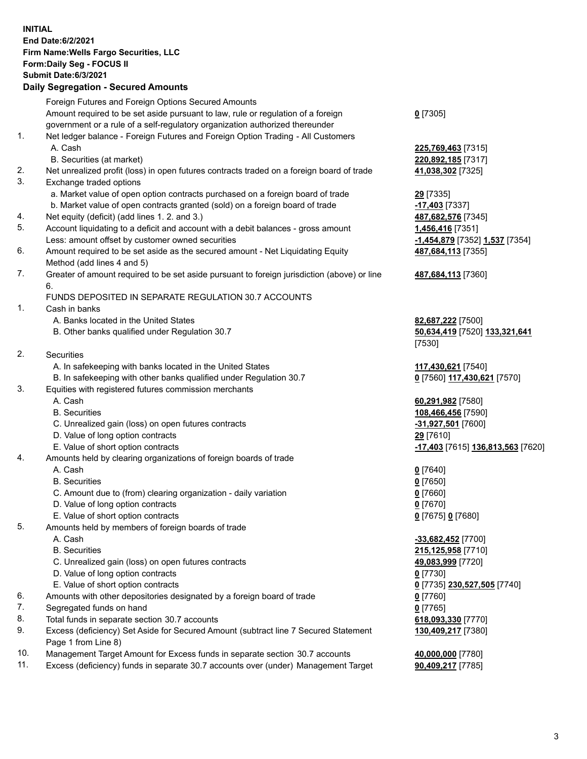**INITIAL**
**End Date:6/2/2021**
**Firm Name:Wells Fargo Securities, LLC**
**Form:Daily Seg - FOCUS II**
**Submit Date:6/3/2021**
**Daily Segregation - Secured Amounts**

| | | |
|---|---|---|
| | Foreign Futures and Foreign Options Secured Amounts | |
| | Amount required to be set aside pursuant to law, rule or regulation of a foreign government or a rule of a self-regulatory organization authorized thereunder | **0** [7305] |
| 1. | Net ledger balance - Foreign Futures and Foreign Option Trading - All Customers | |
| | A. Cash | **225,769,463** [7315] |
| | B. Securities (at market) | **220,892,185** [7317] |
| 2. | Net unrealized profit (loss) in open futures contracts traded on a foreign board of trade | **41,038,302** [7325] |
| 3. | Exchange traded options | |
| | a. Market value of open option contracts purchased on a foreign board of trade | **29** [7335] |
| | b. Market value of open contracts granted (sold) on a foreign board of trade | **-17,403** [7337] |
| 4. | Net equity (deficit) (add lines 1. 2. and 3.) | **487,682,576** [7345] |
| 5. | Account liquidating to a deficit and account with a debit balances - gross amount | **1,456,416** [7351] |
| | Less: amount offset by customer owned securities | **-1,454,879** [7352] **1,537** [7354] |
| 6. | Amount required to be set aside as the secured amount - Net Liquidating Equity Method (add lines 4 and 5) | **487,684,113** [7355] |
| 7. | Greater of amount required to be set aside pursuant to foreign jurisdiction (above) or line 6. | **487,684,113** [7360] |
| | FUNDS DEPOSITED IN SEPARATE REGULATION 30.7 ACCOUNTS | |
| 1. | Cash in banks | |
| | A. Banks located in the United States | **82,687,222** [7500] |
| | B. Other banks qualified under Regulation 30.7 | **50,634,419** [7520] **133,321,641** [7530] |
| 2. | Securities | |
| | A. In safekeeping with banks located in the United States | **117,430,621** [7540] |
| | B. In safekeeping with other banks qualified under Regulation 30.7 | **0** [7560] **117,430,621** [7570] |
| 3. | Equities with registered futures commission merchants | |
| | A. Cash | **60,291,982** [7580] |
| | B. Securities | **108,466,456** [7590] |
| | C. Unrealized gain (loss) on open futures contracts | **-31,927,501** [7600] |
| | D. Value of long option contracts | **29** [7610] |
| | E. Value of short option contracts | **-17,403** [7615] **136,813,563** [7620] |
| 4. | Amounts held by clearing organizations of foreign boards of trade | |
| | A. Cash | **0** [7640] |
| | B. Securities | **0** [7650] |
| | C. Amount due to (from) clearing organization - daily variation | **0** [7660] |
| | D. Value of long option contracts | **0** [7670] |
| | E. Value of short option contracts | **0** [7675] **0** [7680] |
| 5. | Amounts held by members of foreign boards of trade | |
| | A. Cash | **-33,682,452** [7700] |
| | B. Securities | **215,125,958** [7710] |
| | C. Unrealized gain (loss) on open futures contracts | **49,083,999** [7720] |
| | D. Value of long option contracts | **0** [7730] |
| | E. Value of short option contracts | **0** [7735] **230,527,505** [7740] |
| 6. | Amounts with other depositories designated by a foreign board of trade | **0** [7760] |
| 7. | Segregated funds on hand | **0** [7765] |
| 8. | Total funds in separate section 30.7 accounts | **618,093,330** [7770] |
| 9. | Excess (deficiency) Set Aside for Secured Amount (subtract line 7 Secured Statement Page 1 from Line 8) | **130,409,217** [7380] |
| 10. | Management Target Amount for Excess funds in separate section 30.7 accounts | **40,000,000** [7780] |
| 11. | Excess (deficiency) funds in separate 30.7 accounts over (under) Management Target | **90,409,217** [7785] |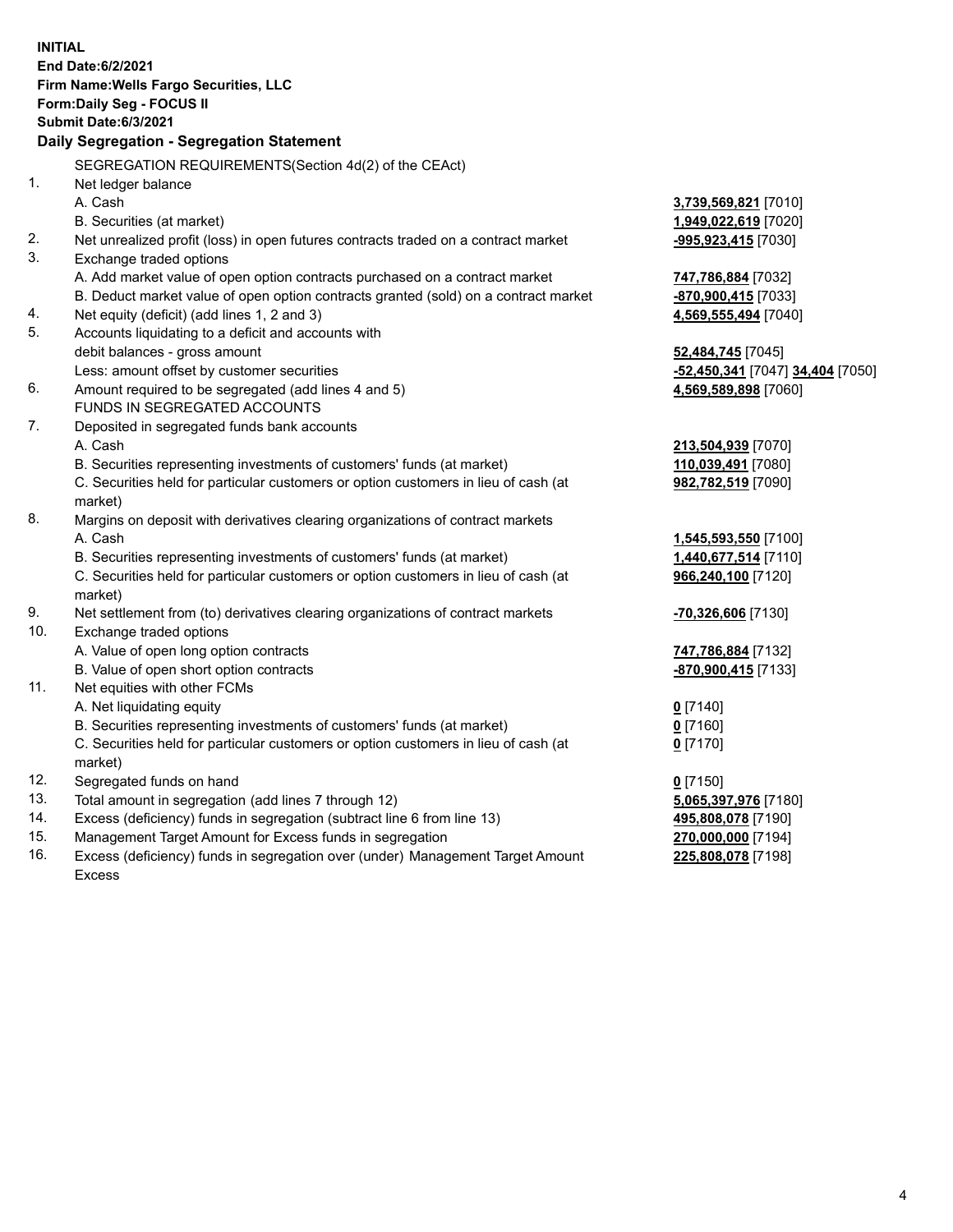**INITIAL**
**End Date:6/2/2021**
**Firm Name:Wells Fargo Securities, LLC**
**Form:Daily Seg - FOCUS II**
**Submit Date:6/3/2021**

**Daily Segregation - Segregation Statement**

| | | |
|---|---|---|
| | SEGREGATION REQUIREMENTS(Section 4d(2) of the CEAct) | |
| 1. | Net ledger balance | |
| | A. Cash | **3,739,569,821** [7010] |
| | B. Securities (at market) | **1,949,022,619** [7020] |
| 2. | Net unrealized profit (loss) in open futures contracts traded on a contract market | **-995,923,415** [7030] |
| 3. | Exchange traded options | |
| | A. Add market value of open option contracts purchased on a contract market | **747,786,884** [7032] |
| | B. Deduct market value of open option contracts granted (sold) on a contract market | **-870,900,415** [7033] |
| 4. | Net equity (deficit) (add lines 1, 2 and 3) | **4,569,555,494** [7040] |
| 5. | Accounts liquidating to a deficit and accounts with debit balances - gross amount | **52,484,745** [7045] |
| | Less: amount offset by customer securities | **-52,450,341** [7047] **34,404** [7050] |
| 6. | Amount required to be segregated (add lines 4 and 5) | **4,569,589,898** [7060] |
| | FUNDS IN SEGREGATED ACCOUNTS | |
| 7. | Deposited in segregated funds bank accounts | |
| | A. Cash | **213,504,939** [7070] |
| | B. Securities representing investments of customers' funds (at market) | **110,039,491** [7080] |
| | C. Securities held for particular customers or option customers in lieu of cash (at market) | **982,782,519** [7090] |
| 8. | Margins on deposit with derivatives clearing organizations of contract markets | |
| | A. Cash | **1,545,593,550** [7100] |
| | B. Securities representing investments of customers' funds (at market) | **1,440,677,514** [7110] |
| | C. Securities held for particular customers or option customers in lieu of cash (at market) | **966,240,100** [7120] |
| 9. | Net settlement from (to) derivatives clearing organizations of contract markets | **-70,326,606** [7130] |
| 10. | Exchange traded options | |
| | A. Value of open long option contracts | **747,786,884** [7132] |
| | B. Value of open short option contracts | **-870,900,415** [7133] |
| 11. | Net equities with other FCMs | |
| | A. Net liquidating equity | **0** [7140] |
| | B. Securities representing investments of customers' funds (at market) | **0** [7160] |
| | C. Securities held for particular customers or option customers in lieu of cash (at market) | **0** [7170] |
| 12. | Segregated funds on hand | **0** [7150] |
| 13. | Total amount in segregation (add lines 7 through 12) | **5,065,397,976** [7180] |
| 14. | Excess (deficiency) funds in segregation (subtract line 6 from line 13) | **495,808,078** [7190] |
| 15. | Management Target Amount for Excess funds in segregation | **270,000,000** [7194] |
| 16. | Excess (deficiency) funds in segregation over (under) Management Target Amount Excess | **225,808,078** [7198] |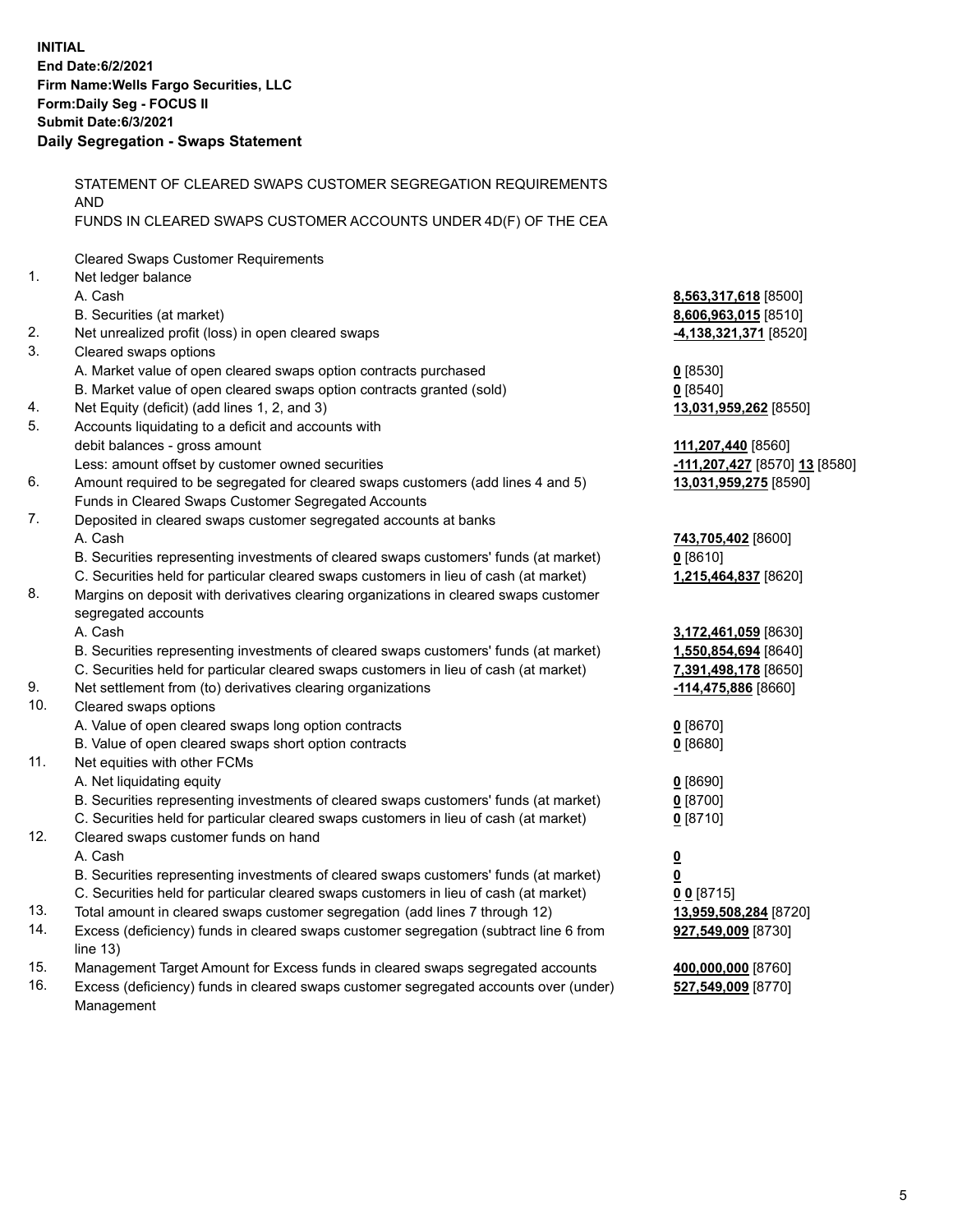**INITIAL**
**End Date:6/2/2021**
**Firm Name:Wells Fargo Securities, LLC**
**Form:Daily Seg - FOCUS II**
**Submit Date:6/3/2021**
**Daily Segregation - Swaps Statement**

STATEMENT OF CLEARED SWAPS CUSTOMER SEGREGATION REQUIREMENTS AND FUNDS IN CLEARED SWAPS CUSTOMER ACCOUNTS UNDER 4D(F) OF THE CEA

| | | |
|---|---|---|
| | Cleared Swaps Customer Requirements | |
| 1. | Net ledger balance | |
| | A. Cash | **8,563,317,618** [8500] |
| | B. Securities (at market) | **8,606,963,015** [8510] |
| 2. | Net unrealized profit (loss) in open cleared swaps | **-4,138,321,371** [8520] |
| 3. | Cleared swaps options | |
| | A. Market value of open cleared swaps option contracts purchased | **0** [8530] |
| | B. Market value of open cleared swaps option contracts granted (sold) | **0** [8540] |
| 4. | Net Equity (deficit) (add lines 1, 2, and 3) | **13,031,959,262** [8550] |
| 5. | Accounts liquidating to a deficit and accounts with debit balances - gross amount | **111,207,440** [8560] |
| | Less: amount offset by customer owned securities | **-111,207,427** [8570] **13** [8580] |
| 6. | Amount required to be segregated for cleared swaps customers (add lines 4 and 5) | **13,031,959,275** [8590] |
| | Funds in Cleared Swaps Customer Segregated Accounts | |
| 7. | Deposited in cleared swaps customer segregated accounts at banks | |
| | A. Cash | **743,705,402** [8600] |
| | B. Securities representing investments of cleared swaps customers' funds (at market) | **0** [8610] |
| | C. Securities held for particular cleared swaps customers in lieu of cash (at market) | **1,215,464,837** [8620] |
| 8. | Margins on deposit with derivatives clearing organizations in cleared swaps customer segregated accounts | |
| | A. Cash | **3,172,461,059** [8630] |
| | B. Securities representing investments of cleared swaps customers' funds (at market) | **1,550,854,694** [8640] |
| | C. Securities held for particular cleared swaps customers in lieu of cash (at market) | **7,391,498,178** [8650] |
| 9. | Net settlement from (to) derivatives clearing organizations | **-114,475,886** [8660] |
| 10. | Cleared swaps options | |
| | A. Value of open cleared swaps long option contracts | **0** [8670] |
| | B. Value of open cleared swaps short option contracts | **0** [8680] |
| 11. | Net equities with other FCMs | |
| | A. Net liquidating equity | **0** [8690] |
| | B. Securities representing investments of cleared swaps customers' funds (at market) | **0** [8700] |
| | C. Securities held for particular cleared swaps customers in lieu of cash (at market) | **0** [8710] |
| 12. | Cleared swaps customer funds on hand | |
| | A. Cash | **0** |
| | B. Securities representing investments of cleared swaps customers' funds (at market) | **0** |
| | C. Securities held for particular cleared swaps customers in lieu of cash (at market) | **0** **0** [8715] |
| 13. | Total amount in cleared swaps customer segregation (add lines 7 through 12) | **13,959,508,284** [8720] |
| 14. | Excess (deficiency) funds in cleared swaps customer segregation (subtract line 6 from line 13) | **927,549,009** [8730] |
| 15. | Management Target Amount for Excess funds in cleared swaps segregated accounts | **400,000,000** [8760] |
| 16. | Excess (deficiency) funds in cleared swaps customer segregated accounts over (under) Management | **527,549,009** [8770] |